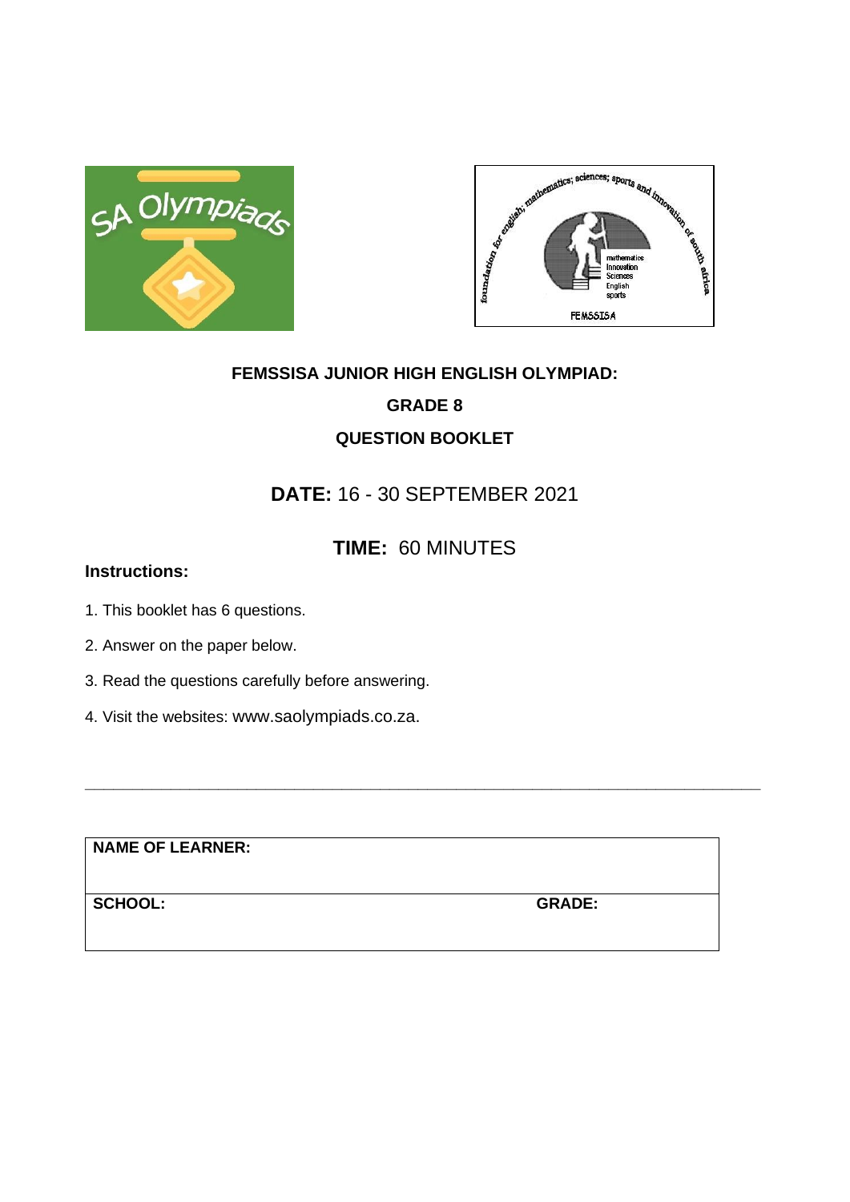**FEMSSISA JUNIOR HIGH ENGLISH OLYMPIAD:**

**GRADE 8**

**QUESTION BOOKLET**

**DATE:** 16 - 30 SEPTEMBER 2021

**TIME:** 60 MINUTES

**Instructions:**

1. This booklet has 6 questions.
2. Answer on the paper below.
3. Read the questions carefully before answering.
4. Visit the websites: www.saolympiads.co.za.

---

| **NAME OF LEARNER:** | |
|---|---|
| **SCHOOL:** | **GRADE:** |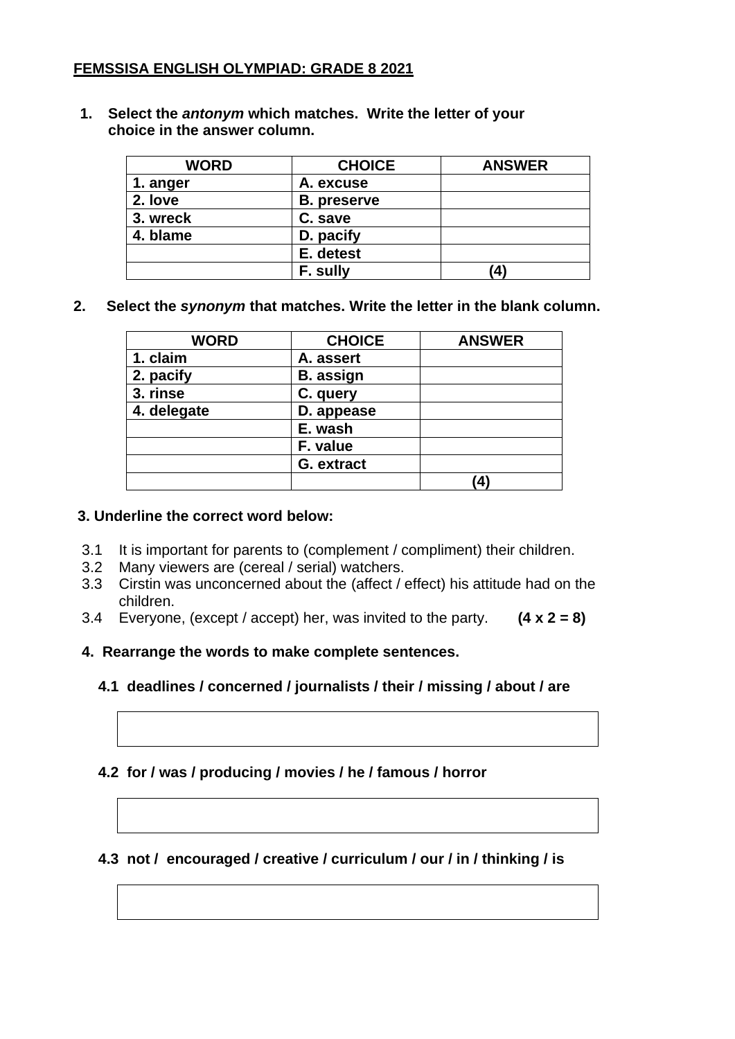**FEMSSISA ENGLISH OLYMPIAD: GRADE 8 2021**

1. **Select the *antonym* which matches. Write the letter of your choice in the answer column.**

| WORD | CHOICE | ANSWER |
| --- | --- | --- |
| 1. anger | A. excuse | |
| 2. love | B. preserve | |
| 3. wreck | C. save | |
| 4. blame | D. pacify | |
| | E. detest | |
| | F. sully | (4) |

2. **Select the *synonym* that matches. Write the letter in the blank column.**

| WORD | CHOICE | ANSWER |
| --- | --- | --- |
| 1. claim | A. assert | |
| 2. pacify | B. assign | |
| 3. rinse | C. query | |
| 4. delegate | D. appease | |
| | E. wash | |
| | F. value | |
| | G. extract | |
| | | (4) |

3. **Underline the correct word below:**

3.1 It is important for parents to (complement / compliment) their children.
3.2 Many viewers are (cereal / serial) watchers.
3.3 Cirstin was unconcerned about the (affect / effect) his attitude had on the children.
3.4 Everyone, (except / accept) her, was invited to the party. **(4 x 2 = 8)**

4. **Rearrange the words to make complete sentences.**

**4.1 deadlines / concerned / journalists / their / missing / about / are**

| |
| --- |
| |

**4.2 for / was / producing / movies / he / famous / horror**

| |
| --- |
| |

**4.3 not / encouraged / creative / curriculum / our / in / thinking / is**

| |
| --- |
| |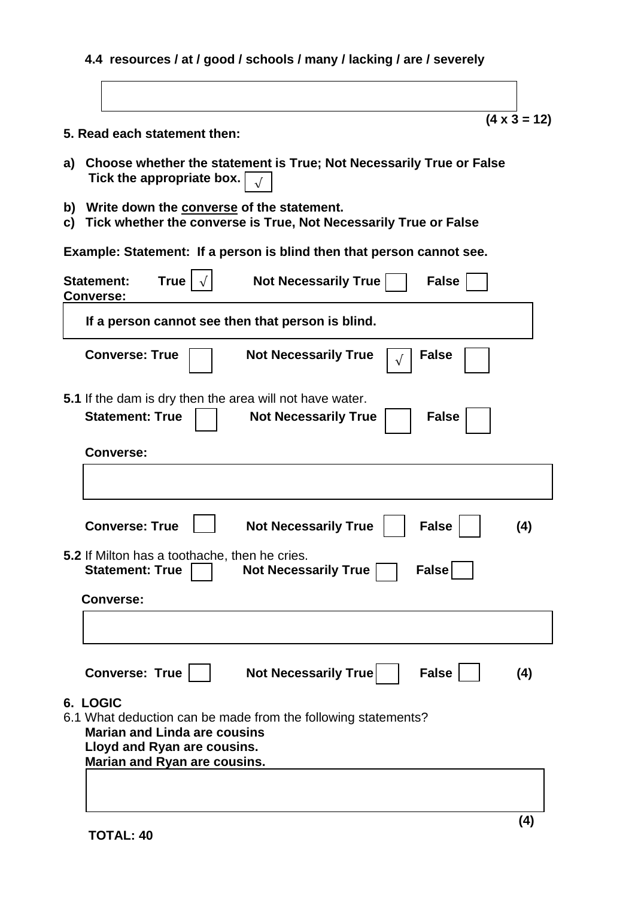**4.4 resources / at / good / schools / many / lacking / are / severely**

**(4 x 3 = 12)**

**5. Read each statement then:**

**a) Choose whether the statement is True; Not Necessarily True or False**
**Tick the appropriate box. √**

**b) Write down the converse of the statement.**
**c) Tick whether the converse is True, Not Necessarily True or False**

**Example: Statement: If a person is blind then that person cannot see.**

**Statement: True** √ **Not Necessarily True** ☐ **False** ☐

**Converse:**

**If a person cannot see then that person is blind.**

**Converse: True** ☐ **Not Necessarily True** √ **False** ☐

**5.1** If the dam is dry then the area will not have water.

**Statement: True** ☐ **Not Necessarily True** ☐ **False** ☐

**Converse:**

**Converse: True** ☐ **Not Necessarily True** ☐ **False** ☐ **(4)**

**5.2** If Milton has a toothache, then he cries.

**Statement: True** ☐ **Not Necessarily True** ☐ **False** ☐

**Converse:**

**Converse: True** ☐ **Not Necessarily True** ☐ **False** ☐ **(4)**

**6. LOGIC**

6.1 What deduction can be made from the following statements?

**Marian and Linda are cousins**
**Lloyd and Ryan are cousins.**
**Marian and Ryan are cousins.**

**(4)**

**TOTAL: 40**